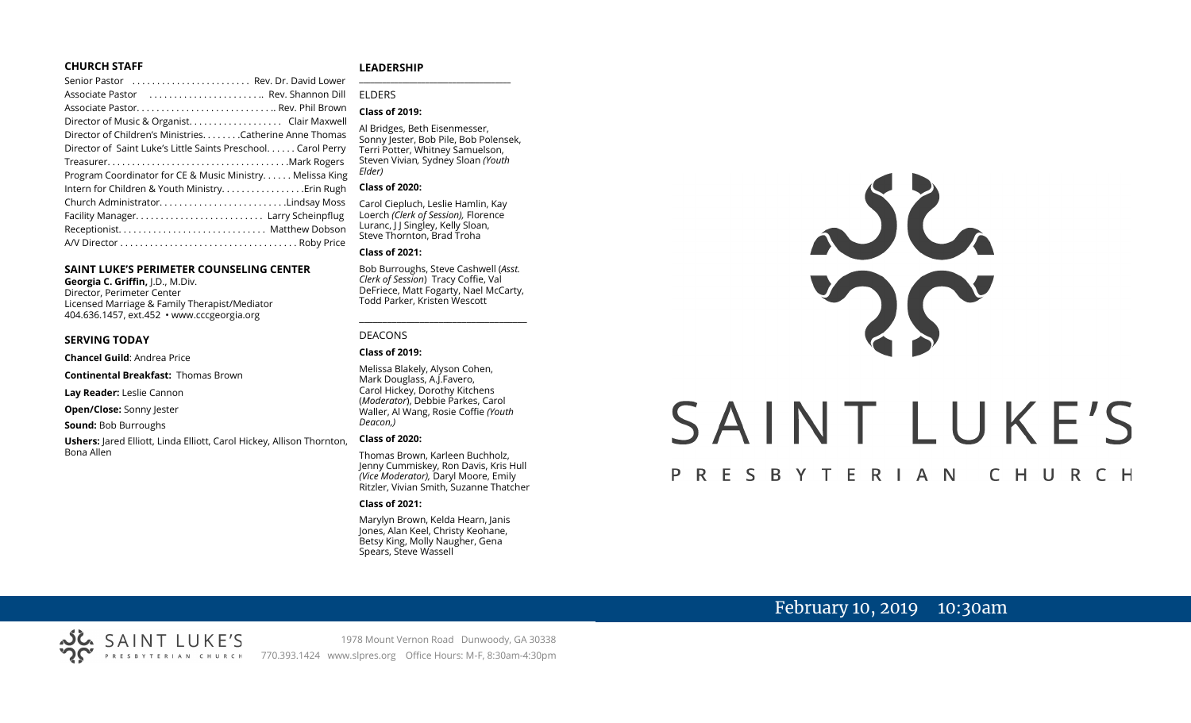## CHURCH STAFF

Senior Pastor . . . . . . . . . . . . . . . . . . . . . . . Rev. Dr. David Lower
Associate Pastor . . . . . . . . . . . . . . . . . . . . . .. Rev. Shannon Dill
Associate Pastor. . . . . . . . . . . . . . . . . . . . . . . . . . .. Rev. Phil Brown
Director of Music & Organist. . . . . . . . . . . . . . . . . . Clair Maxwell
Director of Children's Ministries. . . . . . . .Catherine Anne Thomas
Director of Saint Luke's Little Saints Preschool. . . . . . Carol Perry
Treasurer. . . . . . . . . . . . . . . . . . . . . . . . . . . . . . . . . . . .Mark Rogers
Program Coordinator for CE & Music Ministry. . . . . . Melissa King
Intern for Children & Youth Ministry. . . . . . . . . . . . . . . . .Erin Rugh
Church Administrator. . . . . . . . . . . . . . . . . . . . . . . . . .Lindsay Moss
Facility Manager. . . . . . . . . . . . . . . . . . . . . . . . . Larry Scheinpflug
Receptionist. . . . . . . . . . . . . . . . . . . . . . . . . . . . . Matthew Dobson
A/V Director . . . . . . . . . . . . . . . . . . . . . . . . . . . . . . . . . . . Roby Price

## SAINT LUKE'S PERIMETER COUNSELING CENTER

**Georgia C. Griffin,** J.D., M.Div.
Director, Perimeter Center
Licensed Marriage & Family Therapist/Mediator
404.636.1457, ext.452 • www.cccgeorgia.org

## SERVING TODAY

**Chancel Guild**: Andrea Price

**Continental Breakfast:** Thomas Brown

**Lay Reader:** Leslie Cannon

**Open/Close:** Sonny Jester

**Sound:** Bob Burroughs

**Ushers:** Jared Elliott, Linda Elliott, Carol Hickey, Allison Thornton, Bona Allen

## LEADERSHIP

ELDERS

**Class of 2019:**

Al Bridges, Beth Eisenmesser, Sonny Jester, Bob Pile, Bob Polensek, Terri Potter, Whitney Samuelson, Steven Vivian*,* Sydney Sloan *(Youth Elder)*

**Class of 2020:**

Carol Ciepluch, Leslie Hamlin, Kay Loerch *(Clerk of Session),* Florence Luranc, J J Singley, Kelly Sloan, Steve Thornton, Brad Troha

**Class of 2021:**

Bob Burroughs, Steve Cashwell (*Asst. Clerk of Session*) Tracy Coffie, Val DeFriece, Matt Fogarty, Nael McCarty, Todd Parker, Kristen Wescott

DEACONS

**Class of 2019:**

Melissa Blakely, Alyson Cohen, Mark Douglass, A.J.Favero, Carol Hickey, Dorothy Kitchens (*Moderator*), Debbie Parkes, Carol Waller, Al Wang, Rosie Coffie *(Youth Deacon,)*

**Class of 2020:**

Thomas Brown, Karleen Buchholz, Jenny Cummiskey, Ron Davis, Kris Hull *(Vice Moderator),* Daryl Moore, Emily Ritzler, Vivian Smith, Suzanne Thatcher

**Class of 2021:**

Marylyn Brown, Kelda Hearn, Janis Jones, Alan Keel, Christy Keohane, Betsy King, Molly Naugher, Gena Spears, Steve Wassell

# SAINT LUKE'S PRESBYTERIAN CHURCH

February 10, 2019 10:30am

SAINT LUKE'S PRESBYTERIAN CHURCH

1978 Mount Vernon Road Dunwoody, GA 30338
770.393.1424 www.slpres.org Office Hours: M-F, 8:30am-4:30pm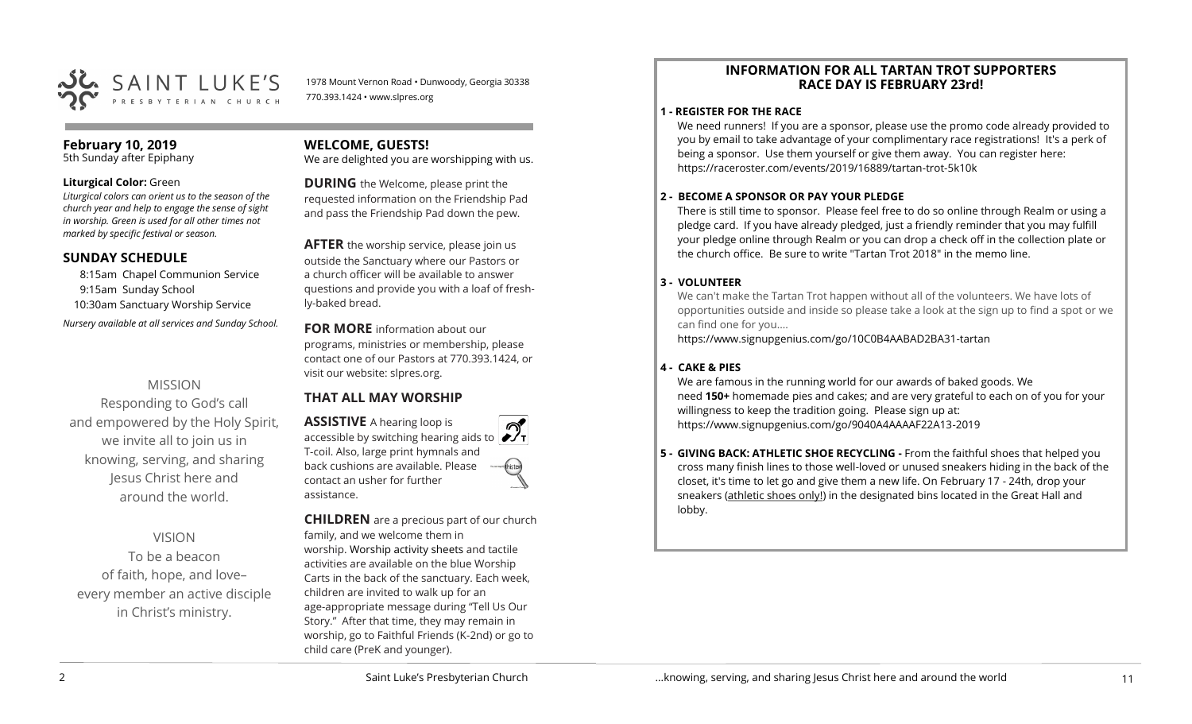**SAINT LUKE'S** PRESBYTERIAN CHURCH

1978 Mount Vernon Road • Dunwoody, Georgia 30338
770.393.1424 • www.slpres.org

## February 10, 2019

5th Sunday after Epiphany

**Liturgical Color:** Green

*Liturgical colors can orient us to the season of the church year and help to engage the sense of sight in worship. Green is used for all other times not marked by specific festival or season.*

## SUNDAY SCHEDULE

8:15am Chapel Communion Service
9:15am Sunday School
10:30am Sanctuary Worship Service

*Nursery available at all services and Sunday School.*

MISSION

Responding to God's call
and empowered by the Holy Spirit,
we invite all to join us in
knowing, serving, and sharing
Jesus Christ here and
around the world.

VISION

To be a beacon
of faith, hope, and love–
every member an active disciple
in Christ's ministry.

## WELCOME, GUESTS!

We are delighted you are worshipping with us.

**DURING** the Welcome, please print the requested information on the Friendship Pad and pass the Friendship Pad down the pew.

**AFTER** the worship service, please join us outside the Sanctuary where our Pastors or a church officer will be available to answer questions and provide you with a loaf of freshly-baked bread.

**FOR MORE** information about our programs, ministries or membership, please contact one of our Pastors at 770.393.1424, or visit our website: slpres.org.

## THAT ALL MAY WORSHIP

**ASSISTIVE** A hearing loop is accessible by switching hearing aids to T-coil. Also, large print hymnals and back cushions are available. Please contact an usher for further assistance.

**CHILDREN** are a precious part of our church family, and we welcome them in worship. Worship activity sheets and tactile activities are available on the blue Worship Carts in the back of the sanctuary. Each week, children are invited to walk up for an age-appropriate message during "Tell Us Our Story." After that time, they may remain in worship, go to Faithful Friends (K-2nd) or go to child care (PreK and younger).

## INFORMATION FOR ALL TARTAN TROT SUPPORTERS RACE DAY IS FEBRUARY 23rd!

**1 - REGISTER FOR THE RACE**

We need runners! If you are a sponsor, please use the promo code already provided to you by email to take advantage of your complimentary race registrations! It's a perk of being a sponsor. Use them yourself or give them away. You can register here: https://raceroster.com/events/2019/16889/tartan-trot-5k10k

**2 - BECOME A SPONSOR OR PAY YOUR PLEDGE**

There is still time to sponsor. Please feel free to do so online through Realm or using a pledge card. If you have already pledged, just a friendly reminder that you may fulfill your pledge online through Realm or you can drop a check off in the collection plate or the church office. Be sure to write "Tartan Trot 2018" in the memo line.

**3 - VOLUNTEER**

We can't make the Tartan Trot happen without all of the volunteers. We have lots of opportunities outside and inside so please take a look at the sign up to find a spot or we can find one for you....
https://www.signupgenius.com/go/10C0B4AABAD2BA31-tartan

**4 - CAKE & PIES**

We are famous in the running world for our awards of baked goods. We need **150+** homemade pies and cakes; and are very grateful to each on of you for your willingness to keep the tradition going. Please sign up at: https://www.signupgenius.com/go/9040A4AAAAF22A13-2019

**5 - GIVING BACK: ATHLETIC SHOE RECYCLING -** From the faithful shoes that helped you cross many finish lines to those well-loved or unused sneakers hiding in the back of the closet, it's time to let go and give them a new life. On February 17 - 24th, drop your sneakers (athletic shoes only!) in the designated bins located in the Great Hall and lobby.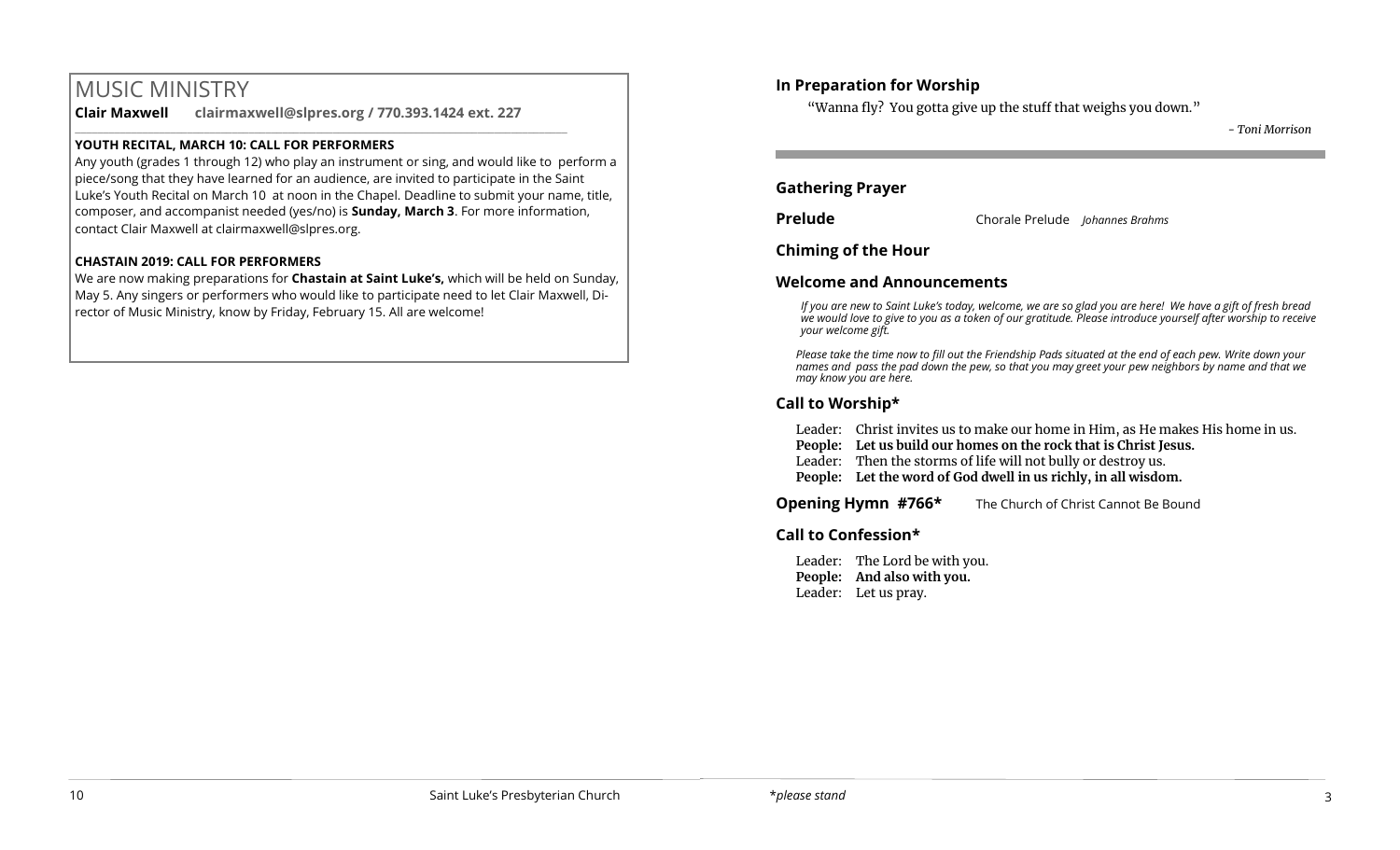# MUSIC MINISTRY

**Clair Maxwell** **clairmaxwell@slpres.org / 770.393.1424 ext. 227**

**YOUTH RECITAL, MARCH 10: CALL FOR PERFORMERS**

Any youth (grades 1 through 12) who play an instrument or sing, and would like to perform a piece/song that they have learned for an audience, are invited to participate in the Saint Luke's Youth Recital on March 10 at noon in the Chapel. Deadline to submit your name, title, composer, and accompanist needed (yes/no) is **Sunday, March 3**. For more information, contact Clair Maxwell at clairmaxwell@slpres.org.

**CHASTAIN 2019: CALL FOR PERFORMERS**

We are now making preparations for **Chastain at Saint Luke's,** which will be held on Sunday, May 5. Any singers or performers who would like to participate need to let Clair Maxwell, Director of Music Ministry, know by Friday, February 15. All are welcome!

## In Preparation for Worship

"Wanna fly? You gotta give up the stuff that weighs you down."

*- Toni Morrison*

## Gathering Prayer

**Prelude** Chorale Prelude *Johannes Brahms*

## Chiming of the Hour

## Welcome and Announcements

*If you are new to Saint Luke's today, welcome, we are so glad you are here! We have a gift of fresh bread we would love to give to you as a token of our gratitude. Please introduce yourself after worship to receive your welcome gift.*

*Please take the time now to fill out the Friendship Pads situated at the end of each pew. Write down your names and pass the pad down the pew, so that you may greet your pew neighbors by name and that we may know you are here.*

## Call to Worship*

Leader: Christ invites us to make our home in Him, as He makes His home in us.
**People: Let us build our homes on the rock that is Christ Jesus.**
Leader: Then the storms of life will not bully or destroy us.
**People: Let the word of God dwell in us richly, in all wisdom.**

**Opening Hymn #766*** The Church of Christ Cannot Be Bound

## Call to Confession*

Leader: The Lord be with you.
**People: And also with you.**
Leader: Let us pray.

*please stand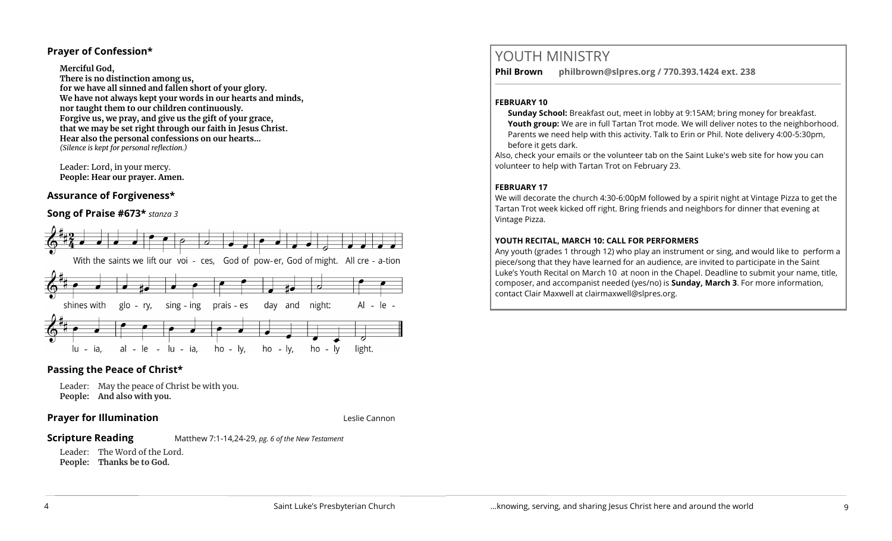### Prayer of Confession*

**Merciful God,**
**There is no distinction among us,**
**for we have all sinned and fallen short of your glory.**
**We have not always kept your words in our hearts and minds,**
**nor taught them to our children continuously.**
**Forgive us, we pray, and give us the gift of your grace,**
**that we may be set right through our faith in Jesus Christ.**
**Hear also the personal confessions on our hearts...**
*(Silence is kept for personal reflection.)*

Leader: Lord, in your mercy.
**People: Hear our prayer. Amen.**

### Assurance of Forgiveness*

### Song of Praise #673* *stanza 3*

With the saints we lift our voi - ces, God of pow-er, God of might. All cre - a-tion shines with glo - ry, sing - ing prais - es day and night: Al - le - lu - ia, al - le - lu - ia, ho - ly, ho - ly, ho - ly light.

### Passing the Peace of Christ*

Leader: May the peace of Christ be with you.
**People: And also with you.**

### Prayer for Illumination

Leslie Cannon

### Scripture Reading

Matthew 7:1-14,24-29, *pg. 6 of the New Testament*

Leader: The Word of the Lord.
**People: Thanks be to God.**

## YOUTH MINISTRY

**Phil Brown** **philbrown@slpres.org / 770.393.1424 ext. 238**

**FEBRUARY 10**

**Sunday School:** Breakfast out, meet in lobby at 9:15AM; bring money for breakfast.
**Youth group:** We are in full Tartan Trot mode. We will deliver notes to the neighborhood. Parents we need help with this activity. Talk to Erin or Phil. Note delivery 4:00-5:30pm, before it gets dark.

Also, check your emails or the volunteer tab on the Saint Luke's web site for how you can volunteer to help with Tartan Trot on February 23.

**FEBRUARY 17**

We will decorate the church 4:30-6:00pM followed by a spirit night at Vintage Pizza to get the Tartan Trot week kicked off right. Bring friends and neighbors for dinner that evening at Vintage Pizza.

**YOUTH RECITAL, MARCH 10: CALL FOR PERFORMERS**

Any youth (grades 1 through 12) who play an instrument or sing, and would like to perform a piece/song that they have learned for an audience, are invited to participate in the Saint Luke's Youth Recital on March 10 at noon in the Chapel. Deadline to submit your name, title, composer, and accompanist needed (yes/no) is **Sunday, March 3**. For more information, contact Clair Maxwell at clairmaxwell@slpres.org.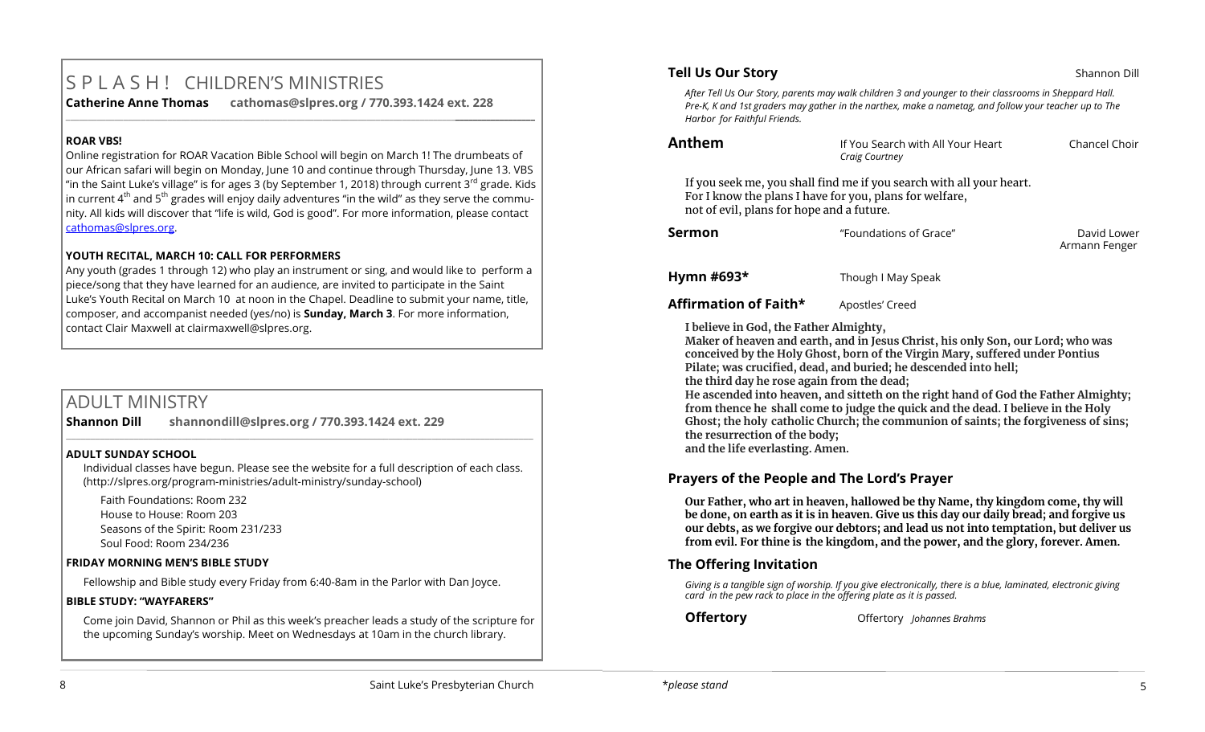# S P L A S H ! CHILDREN'S MINISTRIES

**Catherine Anne Thomas** **cathomas@slpres.org / 770.393.1424 ext. 228**

**ROAR VBS!**

Online registration for ROAR Vacation Bible School will begin on March 1! The drumbeats of our African safari will begin on Monday, June 10 and continue through Thursday, June 13. VBS "in the Saint Luke's village" is for ages 3 (by September 1, 2018) through current 3rd grade. Kids in current 4th and 5th grades will enjoy daily adventures "in the wild" as they serve the community. All kids will discover that "life is wild, God is good". For more information, please contact cathomas@slpres.org.

**YOUTH RECITAL, MARCH 10: CALL FOR PERFORMERS**

Any youth (grades 1 through 12) who play an instrument or sing, and would like to perform a piece/song that they have learned for an audience, are invited to participate in the Saint Luke's Youth Recital on March 10 at noon in the Chapel. Deadline to submit your name, title, composer, and accompanist needed (yes/no) is **Sunday, March 3**. For more information, contact Clair Maxwell at clairmaxwell@slpres.org.

# ADULT MINISTRY

**Shannon Dill** **shannondill@slpres.org / 770.393.1424 ext. 229**

**ADULT SUNDAY SCHOOL**

Individual classes have begun. Please see the website for a full description of each class. (http://slpres.org/program-ministries/adult-ministry/sunday-school)

Faith Foundations: Room 232
House to House: Room 203
Seasons of the Spirit: Room 231/233
Soul Food: Room 234/236

**FRIDAY MORNING MEN'S BIBLE STUDY**

Fellowship and Bible study every Friday from 6:40-8am in the Parlor with Dan Joyce.

**BIBLE STUDY: "WAYFARERS"**

Come join David, Shannon or Phil as this week's preacher leads a study of the scripture for the upcoming Sunday's worship. Meet on Wednesdays at 10am in the church library.

**Tell Us Our Story** Shannon Dill

*After Tell Us Our Story, parents may walk children 3 and younger to their classrooms in Sheppard Hall. Pre-K, K and 1st graders may gather in the narthex, make a nametag, and follow your teacher up to The Harbor for Faithful Friends.*

**Anthem** If You Search with All Your Heart *Craig Courtney* — Chancel Choir

If you seek me, you shall find me if you search with all your heart.
For I know the plans I have for you, plans for welfare,
not of evil, plans for hope and a future.

**Sermon** "Foundations of Grace" — David Lower, Armann Fenger

**Hymn #693*** Though I May Speak

**Affirmation of Faith*** Apostles' Creed

**I believe in God, the Father Almighty,**
**Maker of heaven and earth, and in Jesus Christ, his only Son, our Lord; who was conceived by the Holy Ghost, born of the Virgin Mary, suffered under Pontius Pilate; was crucified, dead, and buried; he descended into hell;**
**the third day he rose again from the dead;**
**He ascended into heaven, and sitteth on the right hand of God the Father Almighty; from thence he shall come to judge the quick and the dead. I believe in the Holy Ghost; the holy catholic Church; the communion of saints; the forgiveness of sins; the resurrection of the body;**
**and the life everlasting. Amen.**

## Prayers of the People and The Lord's Prayer

**Our Father, who art in heaven, hallowed be thy Name, thy kingdom come, thy will be done, on earth as it is in heaven. Give us this day our daily bread; and forgive us our debts, as we forgive our debtors; and lead us not into temptation, but deliver us from evil. For thine is the kingdom, and the power, and the glory, forever. Amen.**

## The Offering Invitation

*Giving is a tangible sign of worship. If you give electronically, there is a blue, laminated, electronic giving card in the pew rack to place in the offering plate as it is passed.*

**Offertory** Offertory *Johannes Brahms*

*please stand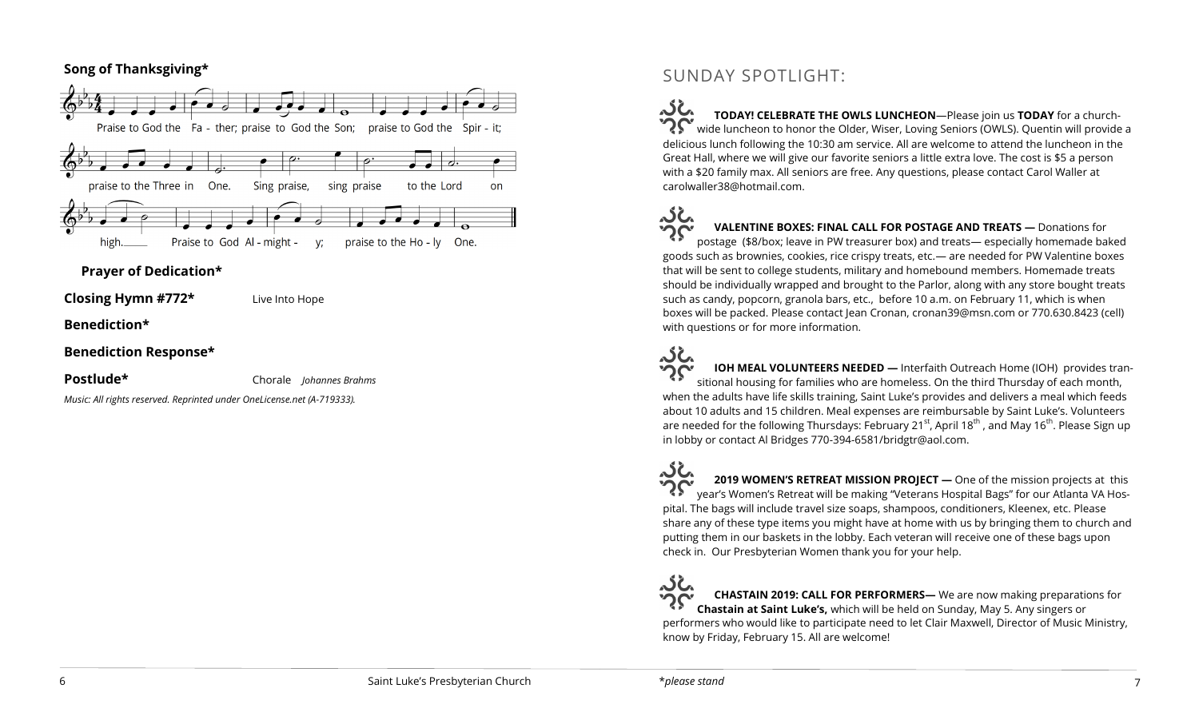**Song of Thanksgiving***

Praise to God the Fa - ther; praise to God the Son; praise to God the Spir - it;

praise to the Three in One. Sing praise, sing praise to the Lord on

high. Praise to God Al - might - y; praise to the Ho - ly One.

**Prayer of Dedication***

**Closing Hymn #772*** Live Into Hope

**Benediction***

**Benediction Response***

**Postlude*** Chorale *Johannes Brahms*

*Music: All rights reserved. Reprinted under OneLicense.net (A-719333).*

*\*please stand*

## SUNDAY SPOTLIGHT:

**TODAY! CELEBRATE THE OWLS LUNCHEON**—Please join us **TODAY** for a church-wide luncheon to honor the Older, Wiser, Loving Seniors (OWLS). Quentin will provide a delicious lunch following the 10:30 am service. All are welcome to attend the luncheon in the Great Hall, where we will give our favorite seniors a little extra love. The cost is $5 a person with a $20 family max. All seniors are free. Any questions, please contact Carol Waller at carolwaller38@hotmail.com.

**VALENTINE BOXES: FINAL CALL FOR POSTAGE AND TREATS —** Donations for postage ($8/box; leave in PW treasurer box) and treats— especially homemade baked goods such as brownies, cookies, rice crispy treats, etc.— are needed for PW Valentine boxes that will be sent to college students, military and homebound members. Homemade treats should be individually wrapped and brought to the Parlor, along with any store bought treats such as candy, popcorn, granola bars, etc., before 10 a.m. on February 11, which is when boxes will be packed. Please contact Jean Cronan, cronan39@msn.com or 770.630.8423 (cell) with questions or for more information.

**IOH MEAL VOLUNTEERS NEEDED —** Interfaith Outreach Home (IOH) provides transitional housing for families who are homeless. On the third Thursday of each month, when the adults have life skills training, Saint Luke's provides and delivers a meal which feeds about 10 adults and 15 children. Meal expenses are reimbursable by Saint Luke's. Volunteers are needed for the following Thursdays: February 21st, April 18th, and May 16th. Please Sign up in lobby or contact Al Bridges 770-394-6581/bridgtr@aol.com.

**2019 WOMEN'S RETREAT MISSION PROJECT —** One of the mission projects at this year's Women's Retreat will be making "Veterans Hospital Bags" for our Atlanta VA Hospital. The bags will include travel size soaps, shampoos, conditioners, Kleenex, etc. Please share any of these type items you might have at home with us by bringing them to church and putting them in our baskets in the lobby. Each veteran will receive one of these bags upon check in. Our Presbyterian Women thank you for your help.

**CHASTAIN 2019: CALL FOR PERFORMERS—** We are now making preparations for **Chastain at Saint Luke's,** which will be held on Sunday, May 5. Any singers or performers who would like to participate need to let Clair Maxwell, Director of Music Ministry, know by Friday, February 15. All are welcome!